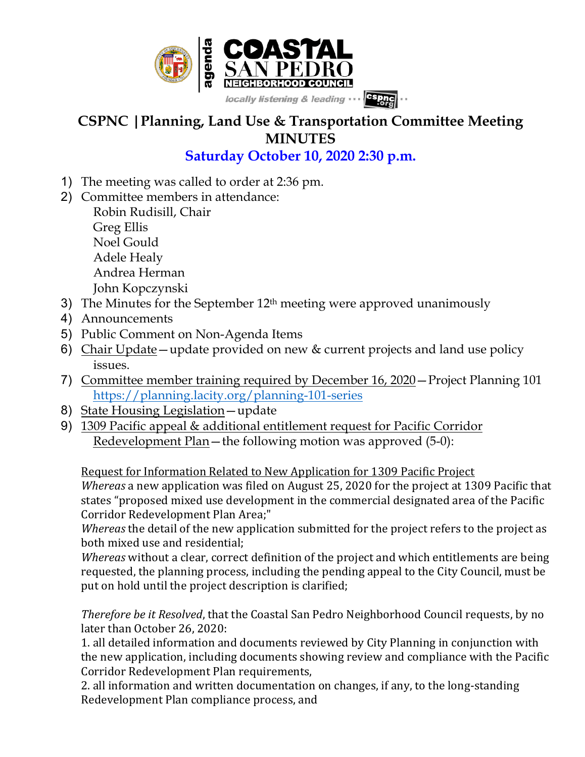agenda

# COASTAL SAN PEDRO NEIGHBORHOOD COUNCIL

locally listening & leading ··· cspnc.org ··

## CSPNC | Planning, Land Use & Transportation Committee Meeting MINUTES

### Saturday October 10, 2020 2:30 p.m.

1) The meeting was called to order at 2:36 pm.
2) Committee members in attendance:
   Robin Rudisill, Chair
   Greg Ellis
   Noel Gould
   Adele Healy
   Andrea Herman
   John Kopczynski
3) The Minutes for the September 12th meeting were approved unanimously
4) Announcements
5) Public Comment on Non-Agenda Items
6) Chair Update—update provided on new & current projects and land use policy issues.
7) Committee member training required by December 16, 2020—Project Planning 101 https://planning.lacity.org/planning-101-series
8) State Housing Legislation—update
9) 1309 Pacific appeal & additional entitlement request for Pacific Corridor Redevelopment Plan—the following motion was approved (5-0):

Request for Information Related to New Application for 1309 Pacific Project

*Whereas* a new application was filed on August 25, 2020 for the project at 1309 Pacific that states "proposed mixed use development in the commercial designated area of the Pacific Corridor Redevelopment Plan Area;"

*Whereas* the detail of the new application submitted for the project refers to the project as both mixed use and residential;

*Whereas* without a clear, correct definition of the project and which entitlements are being requested, the planning process, including the pending appeal to the City Council, must be put on hold until the project description is clarified;

*Therefore be it Resolved*, that the Coastal San Pedro Neighborhood Council requests, by no later than October 26, 2020:

1. all detailed information and documents reviewed by City Planning in conjunction with the new application, including documents showing review and compliance with the Pacific Corridor Redevelopment Plan requirements,
2. all information and written documentation on changes, if any, to the long-standing Redevelopment Plan compliance process, and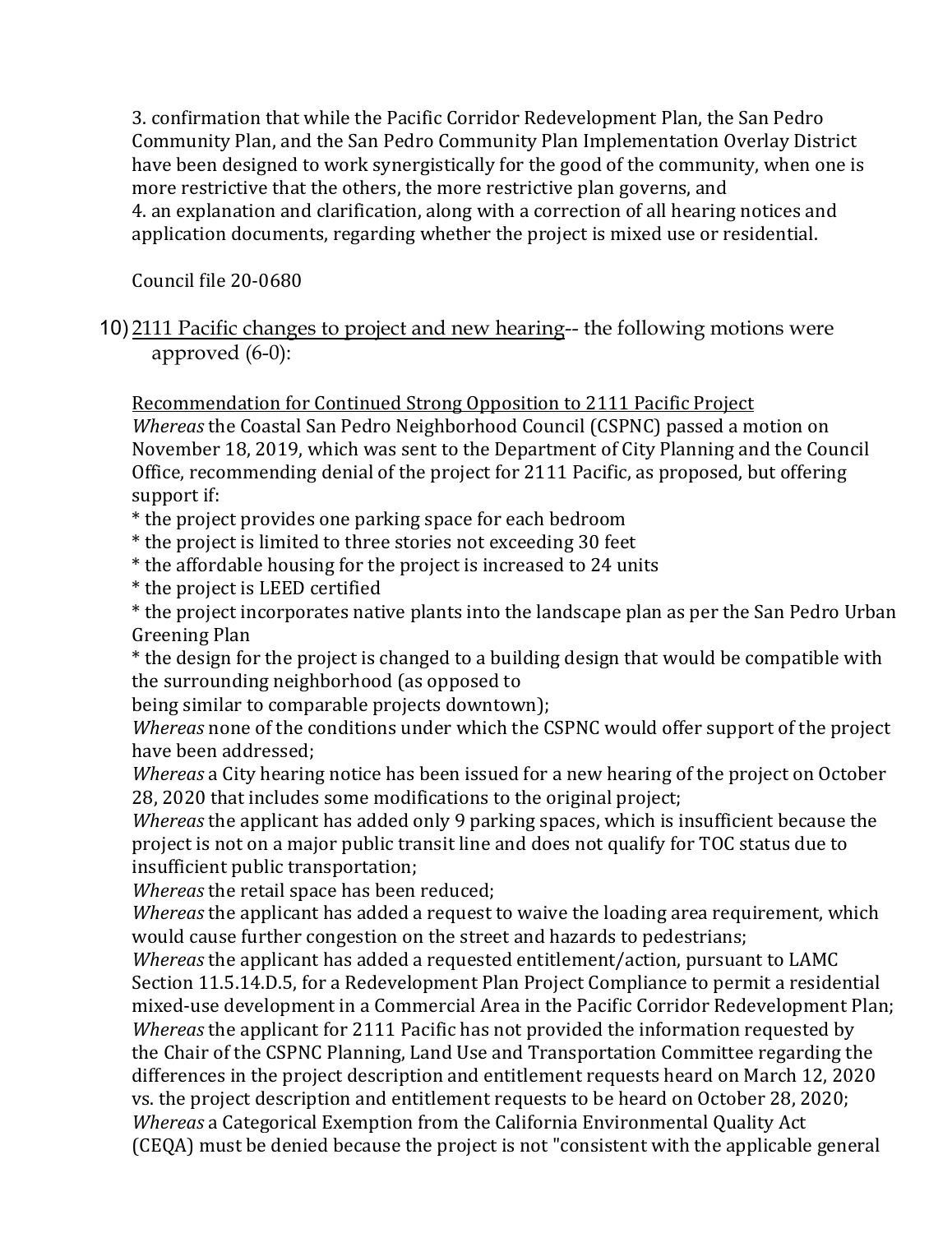3. confirmation that while the Pacific Corridor Redevelopment Plan, the San Pedro Community Plan, and the San Pedro Community Plan Implementation Overlay District have been designed to work synergistically for the good of the community, when one is more restrictive that the others, the more restrictive plan governs, and
4. an explanation and clarification, along with a correction of all hearing notices and application documents, regarding whether the project is mixed use or residential.

Council file 20-0680

10) <u>2111 Pacific changes to project and new hearing</u>-- the following motions were approved (6-0):

<u>Recommendation for Continued Strong Opposition to 2111 Pacific Project</u>
*Whereas* the Coastal San Pedro Neighborhood Council (CSPNC) passed a motion on November 18, 2019, which was sent to the Department of City Planning and the Council Office, recommending denial of the project for 2111 Pacific, as proposed, but offering support if:
* the project provides one parking space for each bedroom
* the project is limited to three stories not exceeding 30 feet
* the affordable housing for the project is increased to 24 units
* the project is LEED certified
* the project incorporates native plants into the landscape plan as per the San Pedro Urban Greening Plan
* the design for the project is changed to a building design that would be compatible with the surrounding neighborhood (as opposed to
being similar to comparable projects downtown);
*Whereas* none of the conditions under which the CSPNC would offer support of the project have been addressed;
*Whereas* a City hearing notice has been issued for a new hearing of the project on October 28, 2020 that includes some modifications to the original project;
*Whereas* the applicant has added only 9 parking spaces, which is insufficient because the project is not on a major public transit line and does not qualify for TOC status due to insufficient public transportation;
*Whereas* the retail space has been reduced;
*Whereas* the applicant has added a request to waive the loading area requirement, which would cause further congestion on the street and hazards to pedestrians;
*Whereas* the applicant has added a requested entitlement/action, pursuant to LAMC Section 11.5.14.D.5, for a Redevelopment Plan Project Compliance to permit a residential mixed-use development in a Commercial Area in the Pacific Corridor Redevelopment Plan;
*Whereas* the applicant for 2111 Pacific has not provided the information requested by the Chair of the CSPNC Planning, Land Use and Transportation Committee regarding the differences in the project description and entitlement requests heard on March 12, 2020 vs. the project description and entitlement requests to be heard on October 28, 2020;
*Whereas* a Categorical Exemption from the California Environmental Quality Act (CEQA) must be denied because the project is not "consistent with the applicable general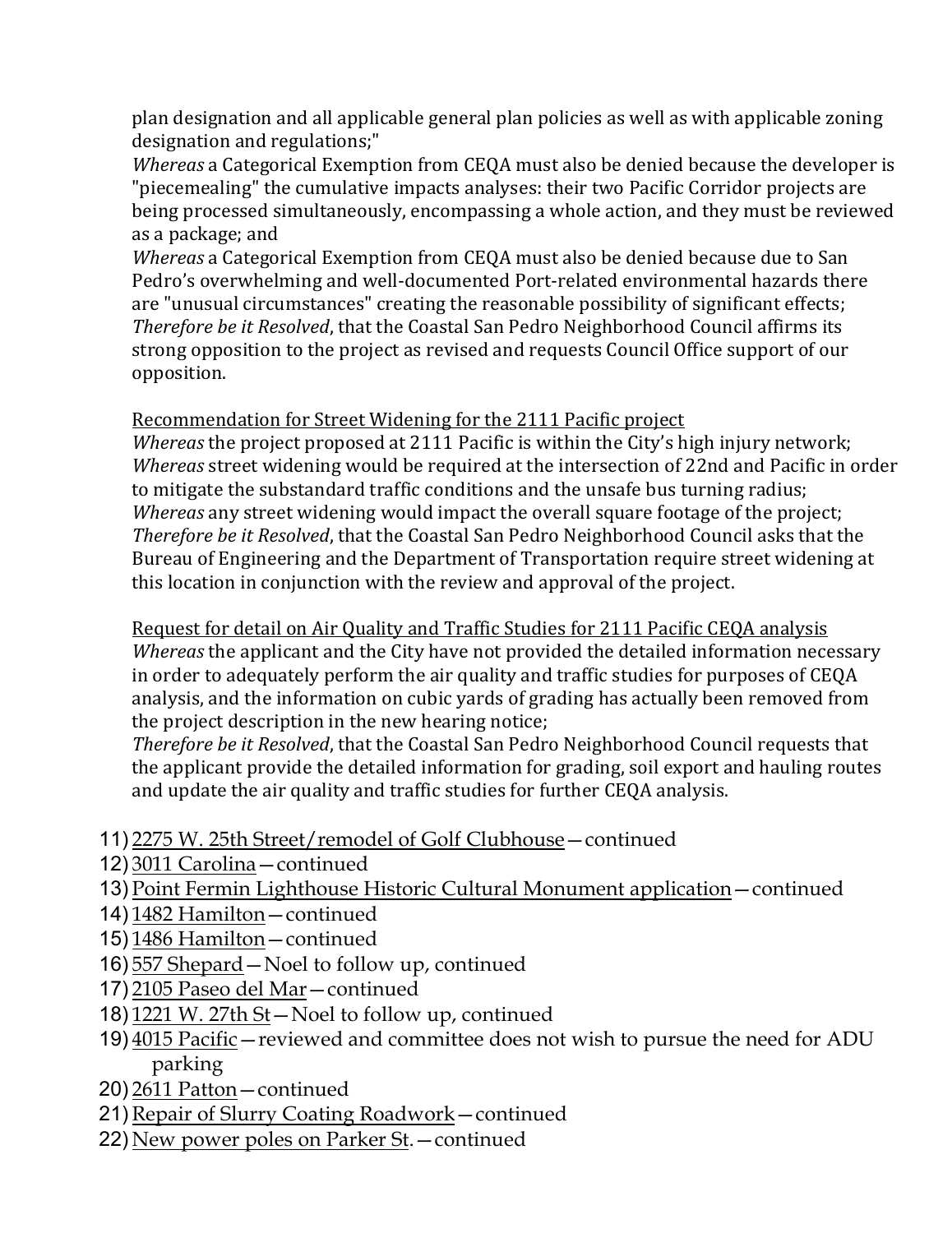plan designation and all applicable general plan policies as well as with applicable zoning designation and regulations;"

*Whereas* a Categorical Exemption from CEQA must also be denied because the developer is "piecemealing" the cumulative impacts analyses: their two Pacific Corridor projects are being processed simultaneously, encompassing a whole action, and they must be reviewed as a package; and

*Whereas* a Categorical Exemption from CEQA must also be denied because due to San Pedro's overwhelming and well-documented Port-related environmental hazards there are "unusual circumstances" creating the reasonable possibility of significant effects;

*Therefore be it Resolved*, that the Coastal San Pedro Neighborhood Council affirms its strong opposition to the project as revised and requests Council Office support of our opposition.

<u>Recommendation for Street Widening for the 2111 Pacific project</u>

*Whereas* the project proposed at 2111 Pacific is within the City's high injury network;

*Whereas* street widening would be required at the intersection of 22nd and Pacific in order to mitigate the substandard traffic conditions and the unsafe bus turning radius;

*Whereas* any street widening would impact the overall square footage of the project;

*Therefore be it Resolved*, that the Coastal San Pedro Neighborhood Council asks that the Bureau of Engineering and the Department of Transportation require street widening at this location in conjunction with the review and approval of the project.

<u>Request for detail on Air Quality and Traffic Studies for 2111 Pacific CEQA analysis</u>

*Whereas* the applicant and the City have not provided the detailed information necessary in order to adequately perform the air quality and traffic studies for purposes of CEQA analysis, and the information on cubic yards of grading has actually been removed from the project description in the new hearing notice;

*Therefore be it Resolved*, that the Coastal San Pedro Neighborhood Council requests that the applicant provide the detailed information for grading, soil export and hauling routes and update the air quality and traffic studies for further CEQA analysis.

11) <u>2275 W. 25th Street/remodel of Golf Clubhouse</u>—continued
12) <u>3011 Carolina</u>—continued
13) <u>Point Fermin Lighthouse Historic Cultural Monument application</u>—continued
14) <u>1482 Hamilton</u>—continued
15) <u>1486 Hamilton</u>—continued
16) <u>557 Shepard</u>—Noel to follow up, continued
17) <u>2105 Paseo del Mar</u>—continued
18) <u>1221 W. 27th St</u>—Noel to follow up, continued
19) <u>4015 Pacific</u>—reviewed and committee does not wish to pursue the need for ADU parking
20) <u>2611 Patton</u>—continued
21) <u>Repair of Slurry Coating Roadwork</u>—continued
22) <u>New power poles on Parker St</u>.—continued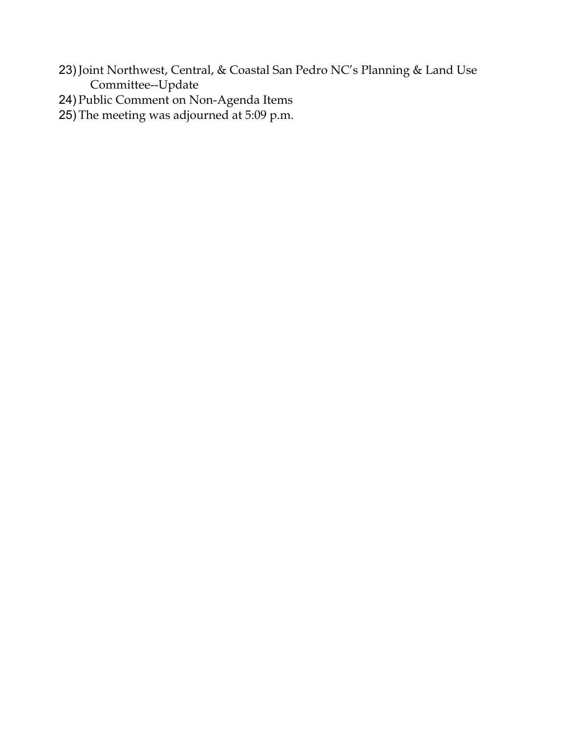23) Joint Northwest, Central, & Coastal San Pedro NC's Planning & Land Use Committee--Update
24) Public Comment on Non-Agenda Items
25) The meeting was adjourned at 5:09 p.m.